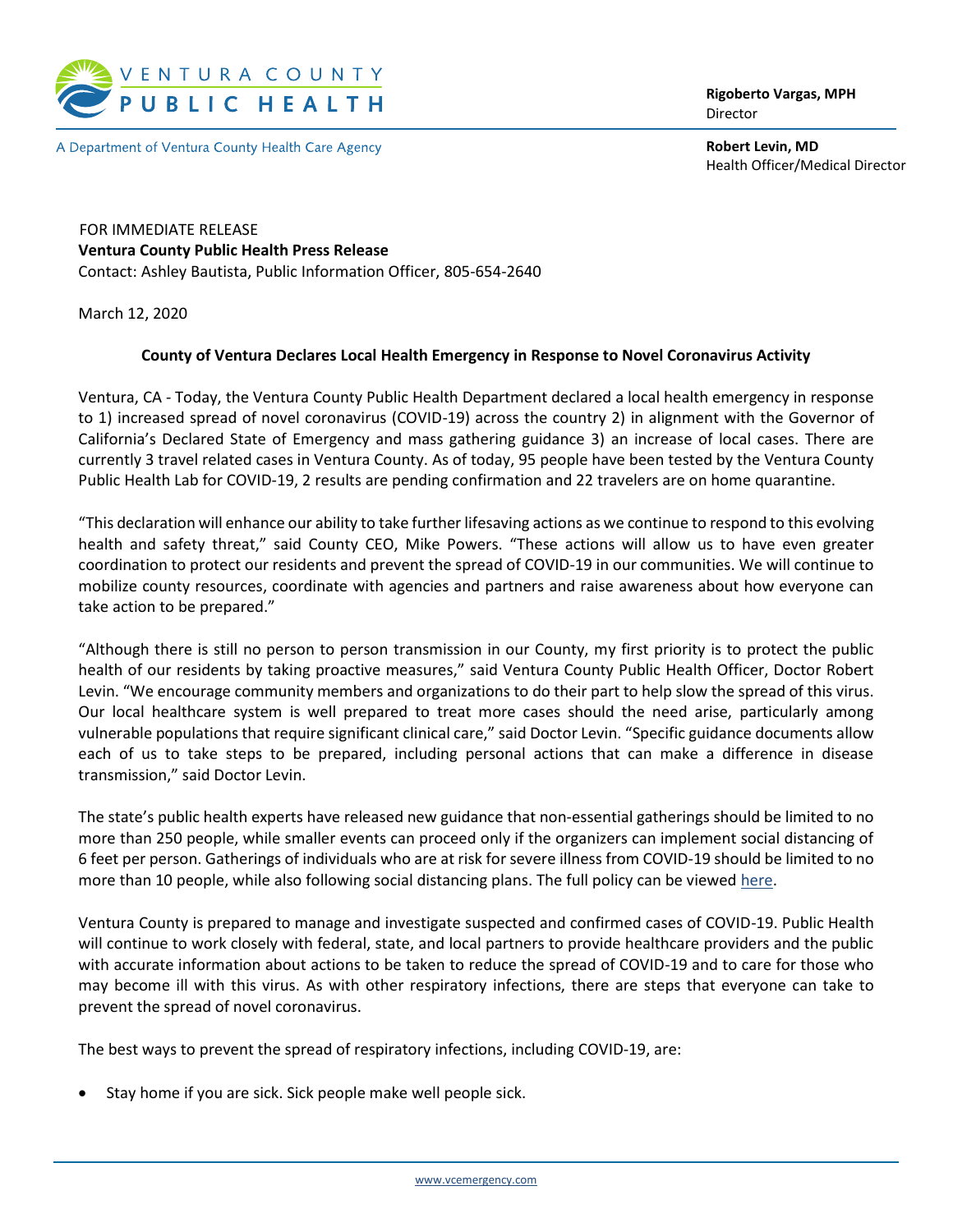VENTURA COUNTY
PUBLIC HEALTH

A Department of Ventura County Health Care Agency

**Rigoberto Vargas, MPH**
Director

**Robert Levin, MD**
Health Officer/Medical Director

FOR IMMEDIATE RELEASE
**Ventura County Public Health Press Release**
Contact: Ashley Bautista, Public Information Officer, 805-654-2640

March 12, 2020

**County of Ventura Declares Local Health Emergency in Response to Novel Coronavirus Activity**

Ventura, CA - Today, the Ventura County Public Health Department declared a local health emergency in response to 1) increased spread of novel coronavirus (COVID-19) across the country 2) in alignment with the Governor of California's Declared State of Emergency and mass gathering guidance 3) an increase of local cases. There are currently 3 travel related cases in Ventura County. As of today, 95 people have been tested by the Ventura County Public Health Lab for COVID-19, 2 results are pending confirmation and 22 travelers are on home quarantine.

"This declaration will enhance our ability to take further lifesaving actions as we continue to respond to this evolving health and safety threat," said County CEO, Mike Powers. "These actions will allow us to have even greater coordination to protect our residents and prevent the spread of COVID-19 in our communities. We will continue to mobilize county resources, coordinate with agencies and partners and raise awareness about how everyone can take action to be prepared."

"Although there is still no person to person transmission in our County, my first priority is to protect the public health of our residents by taking proactive measures," said Ventura County Public Health Officer, Doctor Robert Levin. "We encourage community members and organizations to do their part to help slow the spread of this virus. Our local healthcare system is well prepared to treat more cases should the need arise, particularly among vulnerable populations that require significant clinical care," said Doctor Levin. "Specific guidance documents allow each of us to take steps to be prepared, including personal actions that can make a difference in disease transmission," said Doctor Levin.

The state's public health experts have released new guidance that non-essential gatherings should be limited to no more than 250 people, while smaller events can proceed only if the organizers can implement social distancing of 6 feet per person. Gatherings of individuals who are at risk for severe illness from COVID-19 should be limited to no more than 10 people, while also following social distancing plans. The full policy can be viewed here.

Ventura County is prepared to manage and investigate suspected and confirmed cases of COVID-19. Public Health will continue to work closely with federal, state, and local partners to provide healthcare providers and the public with accurate information about actions to be taken to reduce the spread of COVID-19 and to care for those who may become ill with this virus. As with other respiratory infections, there are steps that everyone can take to prevent the spread of novel coronavirus.

The best ways to prevent the spread of respiratory infections, including COVID-19, are:

- Stay home if you are sick. Sick people make well people sick.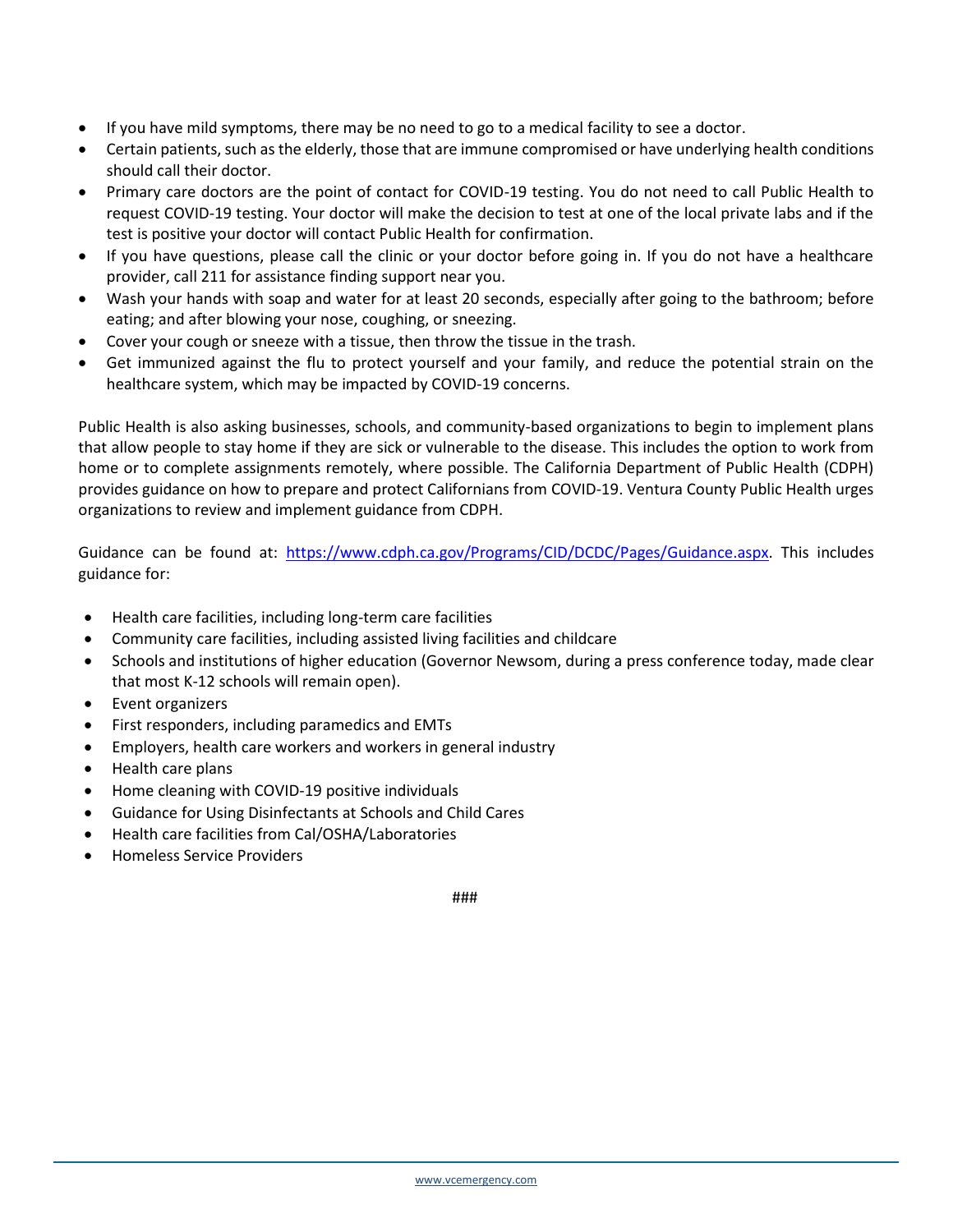- If you have mild symptoms, there may be no need to go to a medical facility to see a doctor.
- Certain patients, such as the elderly, those that are immune compromised or have underlying health conditions should call their doctor.
- Primary care doctors are the point of contact for COVID-19 testing. You do not need to call Public Health to request COVID-19 testing. Your doctor will make the decision to test at one of the local private labs and if the test is positive your doctor will contact Public Health for confirmation.
- If you have questions, please call the clinic or your doctor before going in. If you do not have a healthcare provider, call 211 for assistance finding support near you.
- Wash your hands with soap and water for at least 20 seconds, especially after going to the bathroom; before eating; and after blowing your nose, coughing, or sneezing.
- Cover your cough or sneeze with a tissue, then throw the tissue in the trash.
- Get immunized against the flu to protect yourself and your family, and reduce the potential strain on the healthcare system, which may be impacted by COVID-19 concerns.

Public Health is also asking businesses, schools, and community-based organizations to begin to implement plans that allow people to stay home if they are sick or vulnerable to the disease. This includes the option to work from home or to complete assignments remotely, where possible. The California Department of Public Health (CDPH) provides guidance on how to prepare and protect Californians from COVID-19. Ventura County Public Health urges organizations to review and implement guidance from CDPH.

Guidance can be found at: [https://www.cdph.ca.gov/Programs/CID/DCDC/Pages/Guidance.aspx](https://www.cdph.ca.gov/Programs/CID/DCDC/Pages/Guidance.aspx). This includes guidance for:

- Health care facilities, including long-term care facilities
- Community care facilities, including assisted living facilities and childcare
- Schools and institutions of higher education (Governor Newsom, during a press conference today, made clear that most K-12 schools will remain open).
- Event organizers
- First responders, including paramedics and EMTs
- Employers, health care workers and workers in general industry
- Health care plans
- Home cleaning with COVID-19 positive individuals
- Guidance for Using Disinfectants at Schools and Child Cares
- Health care facilities from Cal/OSHA/Laboratories
- Homeless Service Providers

###